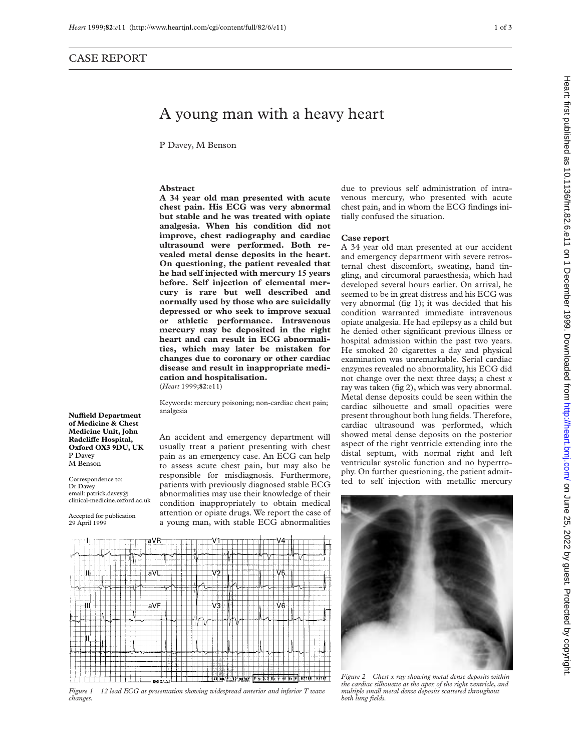## CASE REPORT

# A young man with a heavy heart

P Davey, M Benson

**Nuffield Department of Medicine & Chest Medicine Unit, John Radcliffe Hospital, Oxford OX3 9DU, UK**
P Davey
M Benson

Correspondence to:
Dr Davey
email: patrick.davey@clinical-medicine.oxford.ac.uk

Accepted for publication 29 April 1999

### Abstract

**A 34 year old man presented with acute chest pain. His ECG was very abnormal but stable and he was treated with opiate analgesia. When his condition did not improve, chest radiography and cardiac ultrasound were performed. Both revealed metal dense deposits in the heart. On questioning, the patient revealed that he had self injected with mercury 15 years before. Self injection of elemental mercury is rare but well described and normally used by those who are suicidally depressed or who seek to improve sexual or athletic performance. Intravenous mercury may be deposited in the right heart and can result in ECG abnormalities, which may later be mistaken for changes due to coronary or other cardiac disease and result in inappropriate medication and hospitalisation.**
(*Heart* 1999;**82**:e11)

Keywords: mercury poisoning; non-cardiac chest pain; analgesia

An accident and emergency department will usually treat a patient presenting with chest pain as an emergency case. An ECG can help to assess acute chest pain, but may also be responsible for misdiagnosis. Furthermore, patients with previously diagnosed stable ECG abnormalities may use their knowledge of their condition inappropriately to obtain medical attention or opiate drugs. We report the case of a young man, with stable ECG abnormalities due to previous self administration of intravenous mercury, who presented with acute chest pain, and in whom the ECG findings initially confused the situation.

Figure 1 12 lead ECG at presentation showing widespread anterior and inferior T wave changes.

### Case report

A 34 year old man presented at our accident and emergency department with severe retrosternal chest discomfort, sweating, hand tingling, and circumoral paraesthesia, which had developed several hours earlier. On arrival, he seemed to be in great distress and his ECG was very abnormal (fig 1); it was decided that his condition warranted immediate intravenous opiate analgesia. He had epilepsy as a child but he denied other significant previous illness or hospital admission within the past two years. He smoked 20 cigarettes a day and physical examination was unremarkable. Serial cardiac enzymes revealed no abnormality, his ECG did not change over the next three days; a chest *x* ray was taken (fig 2), which was very abnormal. Metal dense deposits could be seen within the cardiac silhouette and small opacities were present throughout both lung fields. Therefore, cardiac ultrasound was performed, which showed metal dense deposits on the posterior aspect of the right ventricle extending into the distal septum, with normal right and left ventricular systolic function and no hypertrophy. On further questioning, the patient admitted to self injection with metallic mercury

Figure 2 Chest x ray showing metal dense deposits within the cardiac silhouette at the apex of the right ventricle, and multiple small metal dense deposits scattered throughout both lung fields.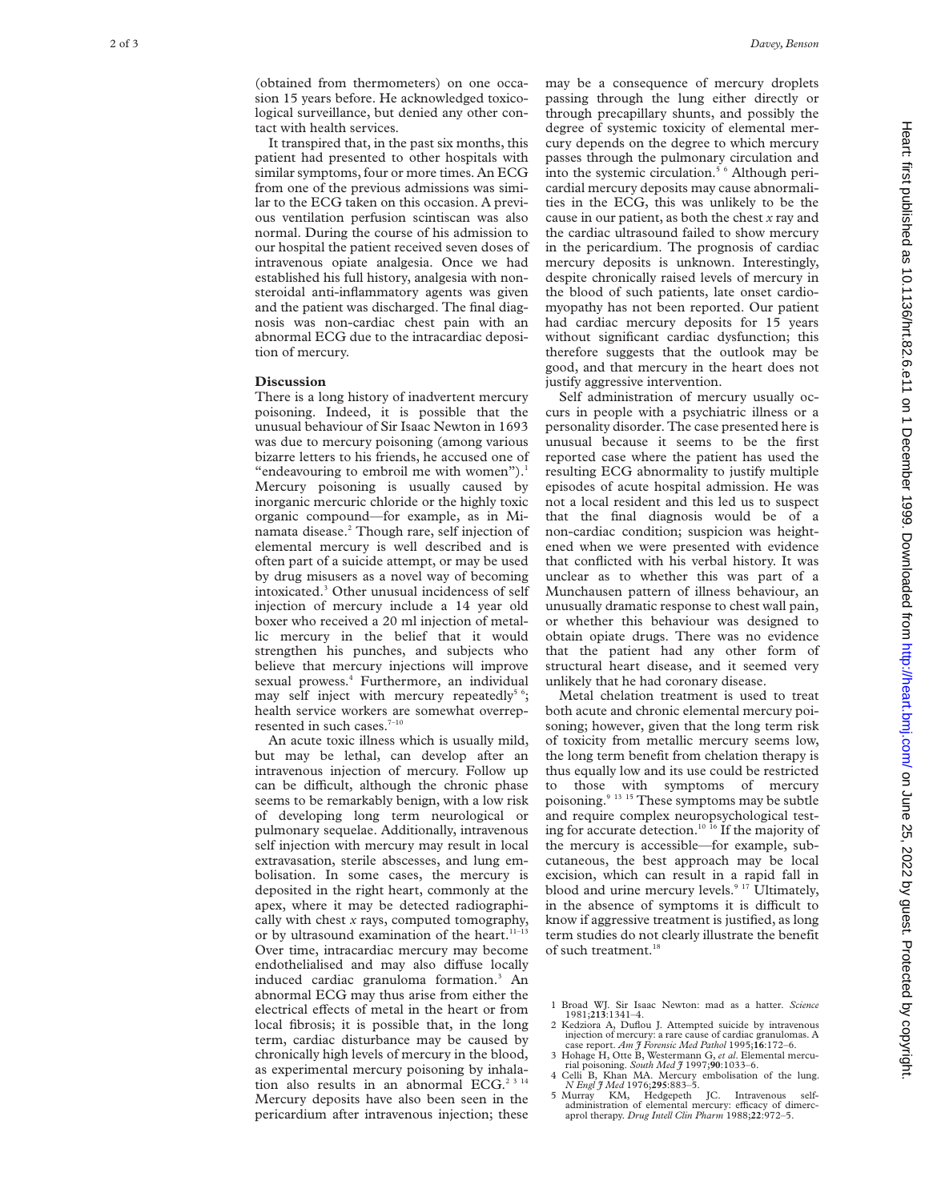(obtained from thermometers) on one occasion 15 years before. He acknowledged toxicological surveillance, but denied any other contact with health services.

It transpired that, in the past six months, this patient had presented to other hospitals with similar symptoms, four or more times. An ECG from one of the previous admissions was similar to the ECG taken on this occasion. A previous ventilation perfusion scintiscan was also normal. During the course of his admission to our hospital the patient received seven doses of intravenous opiate analgesia. Once we had established his full history, analgesia with non-steroidal anti-inflammatory agents was given and the patient was discharged. The final diagnosis was non-cardiac chest pain with an abnormal ECG due to the intracardiac deposition of mercury.

## Discussion

There is a long history of inadvertent mercury poisoning. Indeed, it is possible that the unusual behaviour of Sir Isaac Newton in 1693 was due to mercury poisoning (among various bizarre letters to his friends, he accused one of "endeavouring to embroil me with women").[1] Mercury poisoning is usually caused by inorganic mercuric chloride or the highly toxic organic compound—for example, as in Minamata disease.[2] Though rare, self injection of elemental mercury is well described and is often part of a suicide attempt, or may be used by drug misusers as a novel way of becoming intoxicated.[3] Other unusual incidences of self injection of mercury include a 14 year old boxer who received a 20 ml injection of metallic mercury in the belief that it would strengthen his punches, and subjects who believe that mercury injections will improve sexual prowess.[4] Furthermore, an individual may self inject with mercury repeatedly[5 6]; health service workers are somewhat overrepresented in such cases.[7–10]

An acute toxic illness which is usually mild, but may be lethal, can develop after an intravenous injection of mercury. Follow up can be difficult, although the chronic phase seems to be remarkably benign, with a low risk of developing long term neurological or pulmonary sequelae. Additionally, intravenous self injection with mercury may result in local extravasation, sterile abscesses, and lung embolisation. In some cases, the mercury is deposited in the right heart, commonly at the apex, where it may be detected radiographically with chest *x* rays, computed tomography, or by ultrasound examination of the heart.[11–13] Over time, intracardiac mercury may become endothelialised and may also diffuse locally induced cardiac granuloma formation.[3] An abnormal ECG may thus arise from either the electrical effects of metal in the heart or from local fibrosis; it is possible that, in the long term, cardiac disturbance may be caused by chronically high levels of mercury in the blood, as experimental mercury poisoning by inhalation also results in an abnormal ECG.[2 3 14] Mercury deposits have also been seen in the pericardium after intravenous injection; these may be a consequence of mercury droplets passing through the lung either directly or through precapillary shunts, and possibly the degree of systemic toxicity of elemental mercury depends on the degree to which mercury passes through the pulmonary circulation and into the systemic circulation.[5 6] Although pericardial mercury deposits may cause abnormalities in the ECG, this was unlikely to be the cause in our patient, as both the chest *x* ray and the cardiac ultrasound failed to show mercury in the pericardium. The prognosis of cardiac mercury deposits is unknown. Interestingly, despite chronically raised levels of mercury in the blood of such patients, late onset cardiomyopathy has not been reported. Our patient had cardiac mercury deposits for 15 years without significant cardiac dysfunction; this therefore suggests that the outlook may be good, and that mercury in the heart does not justify aggressive intervention.

Self administration of mercury usually occurs in people with a psychiatric illness or a personality disorder. The case presented here is unusual because it seems to be the first reported case where the patient has used the resulting ECG abnormality to justify multiple episodes of acute hospital admission. He was not a local resident and this led us to suspect that the final diagnosis would be of a non-cardiac condition; suspicion was heightened when we were presented with evidence that conflicted with his verbal history. It was unclear as to whether this was part of a Munchausen pattern of illness behaviour, an unusually dramatic response to chest wall pain, or whether this behaviour was designed to obtain opiate drugs. There was no evidence that the patient had any other form of structural heart disease, and it seemed very unlikely that he had coronary disease.

Metal chelation treatment is used to treat both acute and chronic elemental mercury poisoning; however, given that the long term risk of toxicity from metallic mercury seems low, the long term benefit from chelation therapy is thus equally low and its use could be restricted to those with symptoms of mercury poisoning.[9 13 15] These symptoms may be subtle and require complex neuropsychological testing for accurate detection.[10 16] If the majority of the mercury is accessible—for example, subcutaneous, the best approach may be local excision, which can result in a rapid fall in blood and urine mercury levels.[9 17] Ultimately, in the absence of symptoms it is difficult to know if aggressive treatment is justified, as long term studies do not clearly illustrate the benefit of such treatment.[18]

1 Broad WJ. Sir Isaac Newton: mad as a hatter. *Science* 1981;**213**:1341–4.
2 Kedziora A, Duflou J. Attempted suicide by intravenous injection of mercury: a rare cause of cardiac granulomas. A case report. *Am J Forensic Med Pathol* 1995;**16**:172–6.
3 Hohage H, Otte B, Westermann G, *et al*. Elemental mercurial poisoning. *South Med J* 1997;**90**:1033–6.
4 Celli B, Khan MA. Mercury embolisation of the lung. *N Engl J Med* 1976;**295**:883–5.
5 Murray KM, Hedgepeth JC. Intravenous self-administration of elemental mercury: efficacy of dimercaprol therapy. *Drug Intell Clin Pharm* 1988;**22**:972–5.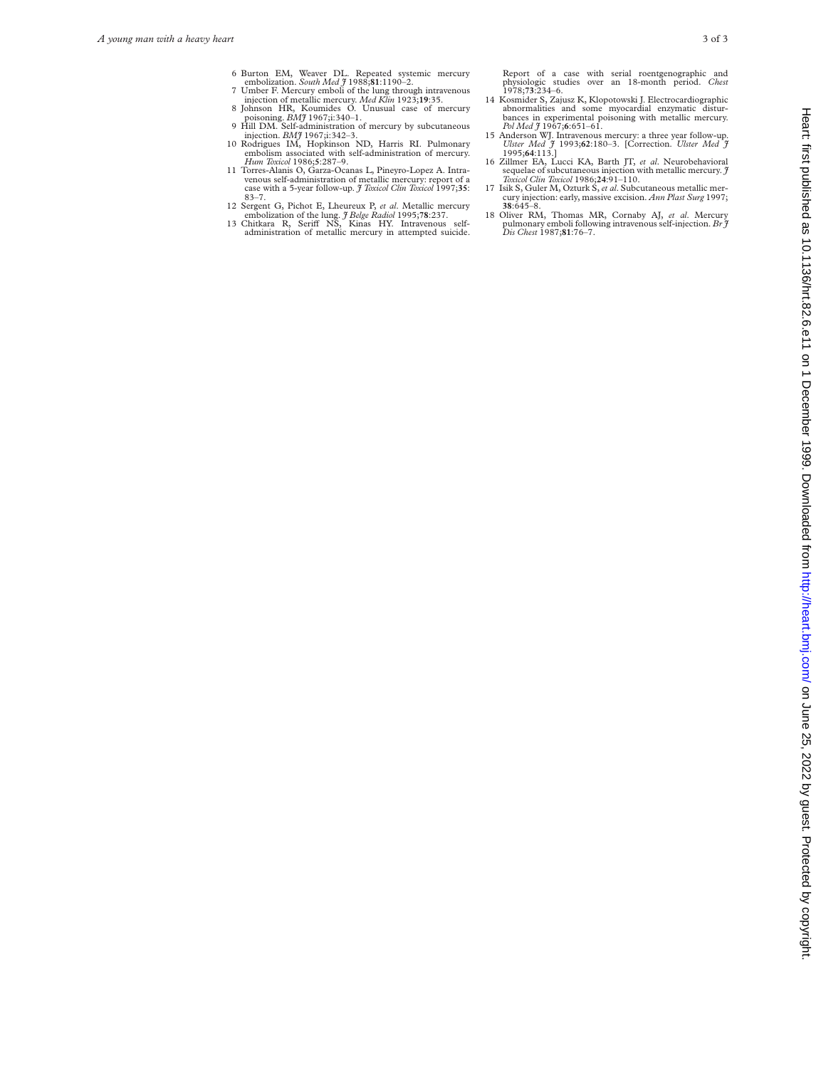6 Burton EM, Weaver DL. Repeated systemic mercury embolization. *South Med J* 1988;**81**:1190–2.
7 Umber F. Mercury emboli of the lung through intravenous injection of metallic mercury. *Med Klin* 1923;**19**:35.
8 Johnson HR, Koumides O. Unusual case of mercury poisoning. *BMJ* 1967;i:340–1.
9 Hill DM. Self-administration of mercury by subcutaneous injection. *BMJ* 1967;i:342–3.
10 Rodrigues IM, Hopkinson ND, Harris RI. Pulmonary embolism associated with self-administration of mercury. *Hum Toxicol* 1986;**5**:287–9.
11 Torres-Alanis O, Garza-Ocanas L, Pineyro-Lopez A. Intravenous self-administration of metallic mercury: report of a case with a 5-year follow-up. *J Toxicol Clin Toxicol* 1997;**35**:83–7.
12 Sergent G, Pichot E, Lheureux P, *et al*. Metallic mercury embolization of the lung. *J Belge Radiol* 1995;**78**:237.
13 Chitkara R, Seriff NS, Kinas HY. Intravenous self-administration of metallic mercury in attempted suicide. Report of a case with serial roentgenographic and physiologic studies over an 18-month period. *Chest* 1978;**73**:234–6.
14 Kosmider S, Zajusz K, Klopotowski J. Electrocardiographic abnormalities and some myocardial enzymatic disturbances in experimental poisoning with metallic mercury. *Pol Med J* 1967;**6**:651–61.
15 Anderson WJ. Intravenous mercury: a three year follow-up. *Ulster Med J* 1993;**62**:180–3. [Correction. *Ulster Med J* 1995;**64**:113.]
16 Zillmer EA, Lucci KA, Barth JT, *et al*. Neurobehavioral sequelae of subcutaneous injection with metallic mercury. *J Toxicol Clin Toxicol* 1986;**24**:91–110.
17 Isik S, Guler M, Ozturk S, *et al*. Subcutaneous metallic mercury injection: early, massive excision. *Ann Plast Surg* 1997;**38**:645–8.
18 Oliver RM, Thomas MR, Cornaby AJ, *et al*. Mercury pulmonary emboli following intravenous self-injection. *Br J Dis Chest* 1987;**81**:76–7.